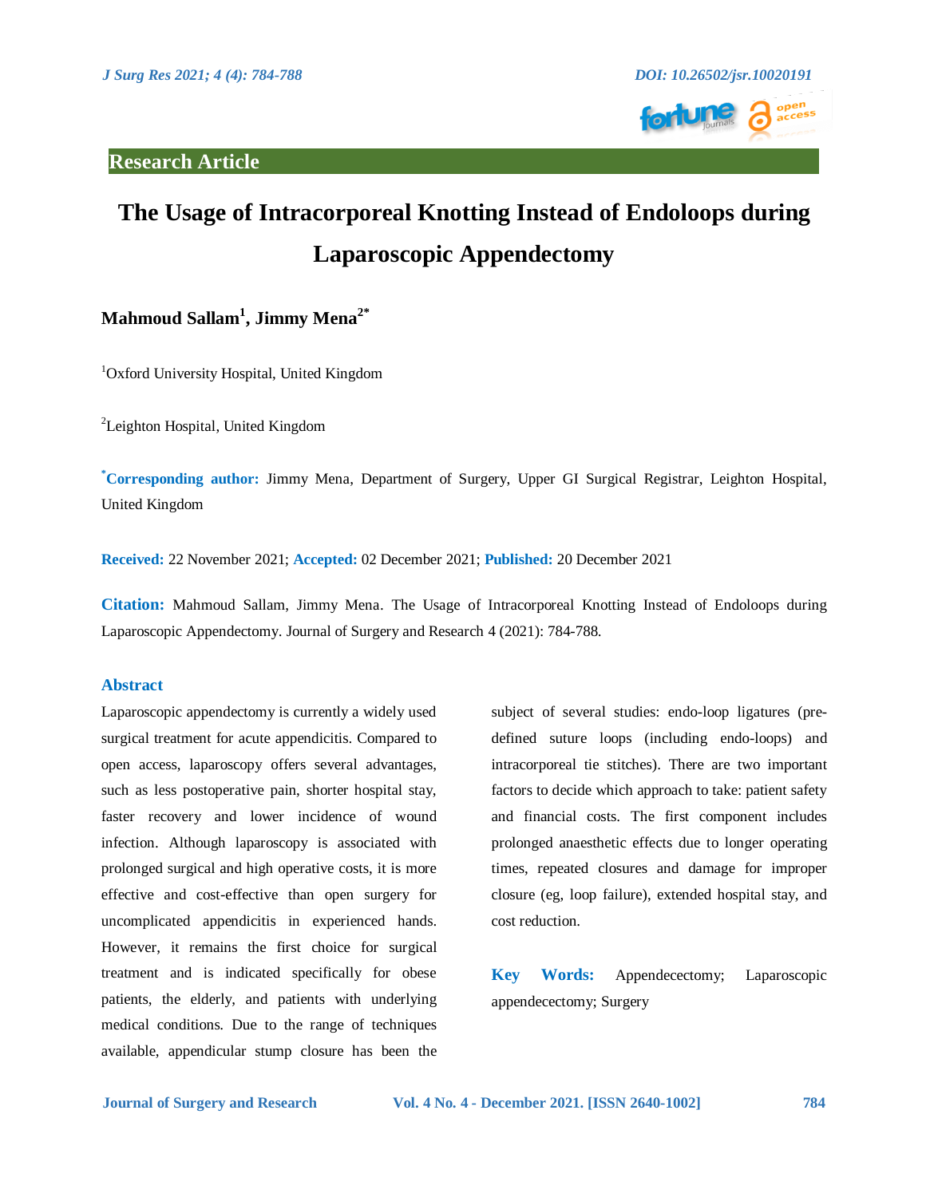Research Article

# The Usage of Intracorporeal Knotting Instead of Endoloops during Laparoscopic Appendectomy

**Mahmoud Sallam[1], Jimmy Mena[2*]**

[1]Oxford University Hospital, United Kingdom

[2]Leighton Hospital, United Kingdom

[*]**Corresponding author:** Jimmy Mena, Department of Surgery, Upper GI Surgical Registrar, Leighton Hospital, United Kingdom

**Received:** 22 November 2021; **Accepted:** 02 December 2021; **Published:** 20 December 2021

**Citation:** Mahmoud Sallam, Jimmy Mena. The Usage of Intracorporeal Knotting Instead of Endoloops during Laparoscopic Appendectomy. Journal of Surgery and Research 4 (2021): 784-788.

## Abstract

Laparoscopic appendectomy is currently a widely used surgical treatment for acute appendicitis. Compared to open access, laparoscopy offers several advantages, such as less postoperative pain, shorter hospital stay, faster recovery and lower incidence of wound infection. Although laparoscopy is associated with prolonged surgical and high operative costs, it is more effective and cost-effective than open surgery for uncomplicated appendicitis in experienced hands. However, it remains the first choice for surgical treatment and is indicated specifically for obese patients, the elderly, and patients with underlying medical conditions. Due to the range of techniques available, appendicular stump closure has been the subject of several studies: endo-loop ligatures (pre-defined suture loops (including endo-loops) and intracorporeal tie stitches). There are two important factors to decide which approach to take: patient safety and financial costs. The first component includes prolonged anaesthetic effects due to longer operating times, repeated closures and damage for improper closure (eg, loop failure), extended hospital stay, and cost reduction.

**Key Words:** Appendecectomy; Laparoscopic appendecectomy; Surgery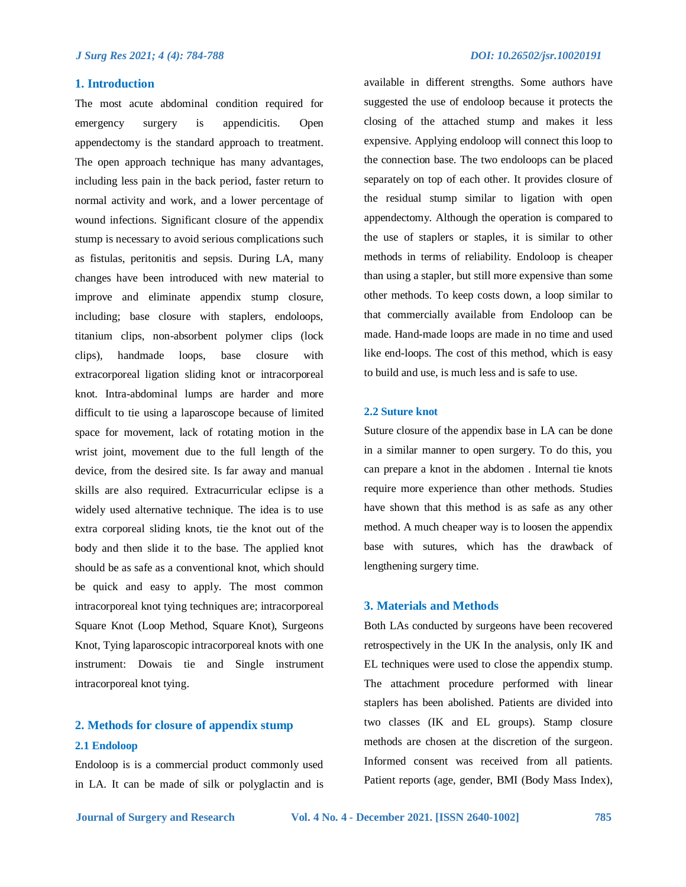## 1. Introduction

The most acute abdominal condition required for emergency surgery is appendicitis. Open appendectomy is the standard approach to treatment. The open approach technique has many advantages, including less pain in the back period, faster return to normal activity and work, and a lower percentage of wound infections. Significant closure of the appendix stump is necessary to avoid serious complications such as fistulas, peritonitis and sepsis. During LA, many changes have been introduced with new material to improve and eliminate appendix stump closure, including; base closure with staplers, endoloops, titanium clips, non-absorbent polymer clips (lock clips), handmade loops, base closure with extracorporeal ligation sliding knot or intracorporeal knot. Intra-abdominal lumps are harder and more difficult to tie using a laparoscope because of limited space for movement, lack of rotating motion in the wrist joint, movement due to the full length of the device, from the desired site. Is far away and manual skills are also required. Extracurricular eclipse is a widely used alternative technique. The idea is to use extra corporeal sliding knots, tie the knot out of the body and then slide it to the base. The applied knot should be as safe as a conventional knot, which should be quick and easy to apply. The most common intracorporeal knot tying techniques are; intracorporeal Square Knot (Loop Method, Square Knot), Surgeons Knot, Tying laparoscopic intracorporeal knots with one instrument: Dowais tie and Single instrument intracorporeal knot tying.

## 2. Methods for closure of appendix stump

### 2.1 Endoloop

Endoloop is is a commercial product commonly used in LA. It can be made of silk or polyglactin and is available in different strengths. Some authors have suggested the use of endoloop because it protects the closing of the attached stump and makes it less expensive. Applying endoloop will connect this loop to the connection base. The two endoloops can be placed separately on top of each other. It provides closure of the residual stump similar to ligation with open appendectomy. Although the operation is compared to the use of staplers or staples, it is similar to other methods in terms of reliability. Endoloop is cheaper than using a stapler, but still more expensive than some other methods. To keep costs down, a loop similar to that commercially available from Endoloop can be made. Hand-made loops are made in no time and used like end-loops. The cost of this method, which is easy to build and use, is much less and is safe to use.

### 2.2 Suture knot

Suture closure of the appendix base in LA can be done in a similar manner to open surgery. To do this, you can prepare a knot in the abdomen . Internal tie knots require more experience than other methods. Studies have shown that this method is as safe as any other method. A much cheaper way is to loosen the appendix base with sutures, which has the drawback of lengthening surgery time.

## 3. Materials and Methods

Both LAs conducted by surgeons have been recovered retrospectively in the UK In the analysis, only IK and EL techniques were used to close the appendix stump. The attachment procedure performed with linear staplers has been abolished. Patients are divided into two classes (IK and EL groups). Stamp closure methods are chosen at the discretion of the surgeon. Informed consent was received from all patients. Patient reports (age, gender, BMI (Body Mass Index),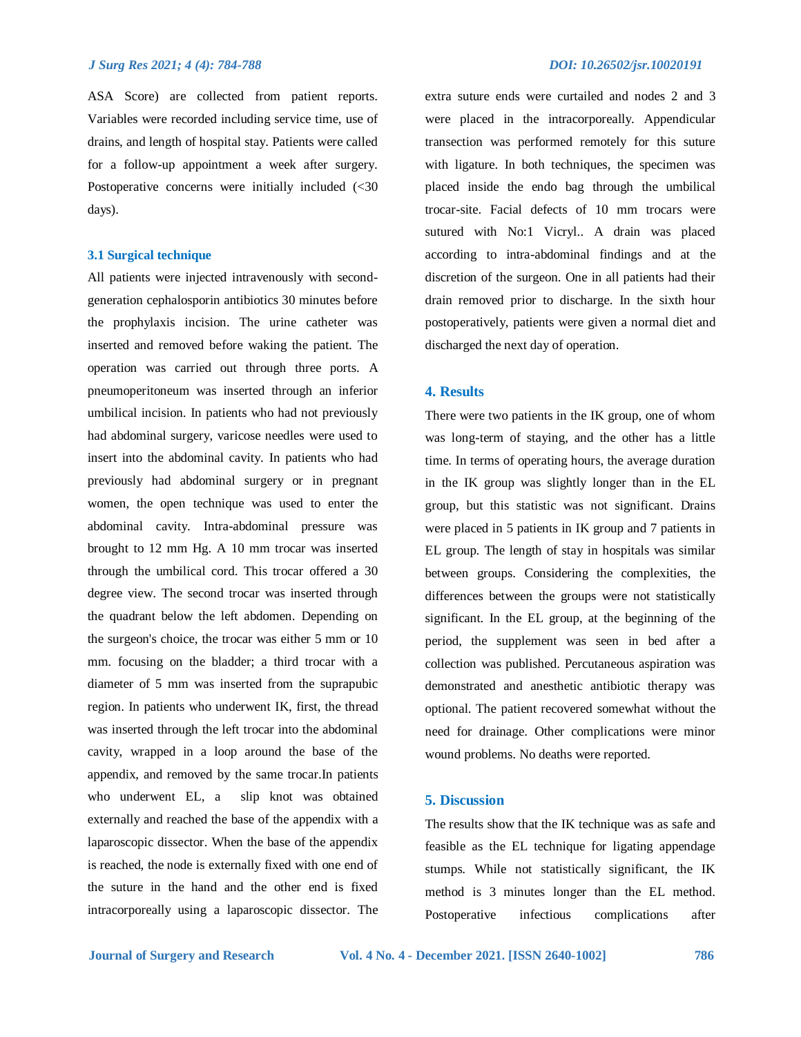ASA Score) are collected from patient reports. Variables were recorded including service time, use of drains, and length of hospital stay. Patients were called for a follow-up appointment a week after surgery. Postoperative concerns were initially included (<30 days).

### 3.1 Surgical technique

All patients were injected intravenously with second-generation cephalosporin antibiotics 30 minutes before the prophylaxis incision. The urine catheter was inserted and removed before waking the patient. The operation was carried out through three ports. A pneumoperitoneum was inserted through an inferior umbilical incision. In patients who had not previously had abdominal surgery, varicose needles were used to insert into the abdominal cavity. In patients who had previously had abdominal surgery or in pregnant women, the open technique was used to enter the abdominal cavity. Intra-abdominal pressure was brought to 12 mm Hg. A 10 mm trocar was inserted through the umbilical cord. This trocar offered a 30 degree view. The second trocar was inserted through the quadrant below the left abdomen. Depending on the surgeon's choice, the trocar was either 5 mm or 10 mm. focusing on the bladder; a third trocar with a diameter of 5 mm was inserted from the suprapubic region. In patients who underwent IK, first, the thread was inserted through the left trocar into the abdominal cavity, wrapped in a loop around the base of the appendix, and removed by the same trocar.In patients who underwent EL, a slip knot was obtained externally and reached the base of the appendix with a laparoscopic dissector. When the base of the appendix is reached, the node is externally fixed with one end of the suture in the hand and the other end is fixed intracorporeally using a laparoscopic dissector. The extra suture ends were curtailed and nodes 2 and 3 were placed in the intracorporeally. Appendicular transection was performed remotely for this suture with ligature. In both techniques, the specimen was placed inside the endo bag through the umbilical trocar-site. Facial defects of 10 mm trocars were sutured with No:1 Vicryl.. A drain was placed according to intra-abdominal findings and at the discretion of the surgeon. One in all patients had their drain removed prior to discharge. In the sixth hour postoperatively, patients were given a normal diet and discharged the next day of operation.

## 4. Results

There were two patients in the IK group, one of whom was long-term of staying, and the other has a little time. In terms of operating hours, the average duration in the IK group was slightly longer than in the EL group, but this statistic was not significant. Drains were placed in 5 patients in IK group and 7 patients in EL group. The length of stay in hospitals was similar between groups. Considering the complexities, the differences between the groups were not statistically significant. In the EL group, at the beginning of the period, the supplement was seen in bed after a collection was published. Percutaneous aspiration was demonstrated and anesthetic antibiotic therapy was optional. The patient recovered somewhat without the need for drainage. Other complications were minor wound problems. No deaths were reported.

## 5. Discussion

The results show that the IK technique was as safe and feasible as the EL technique for ligating appendage stumps. While not statistically significant, the IK method is 3 minutes longer than the EL method. Postoperative infectious complications after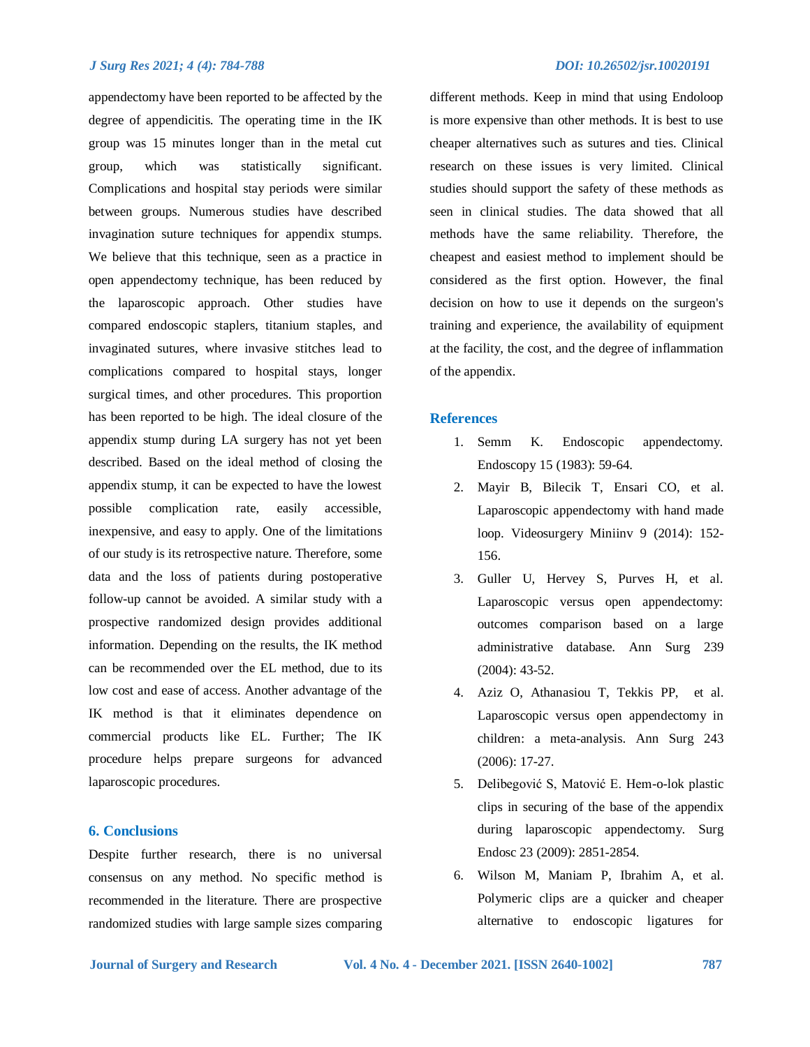appendectomy have been reported to be affected by the degree of appendicitis. The operating time in the IK group was 15 minutes longer than in the metal cut group, which was statistically significant. Complications and hospital stay periods were similar between groups. Numerous studies have described invagination suture techniques for appendix stumps. We believe that this technique, seen as a practice in open appendectomy technique, has been reduced by the laparoscopic approach. Other studies have compared endoscopic staplers, titanium staples, and invaginated sutures, where invasive stitches lead to complications compared to hospital stays, longer surgical times, and other procedures. This proportion has been reported to be high. The ideal closure of the appendix stump during LA surgery has not yet been described. Based on the ideal method of closing the appendix stump, it can be expected to have the lowest possible complication rate, easily accessible, inexpensive, and easy to apply. One of the limitations of our study is its retrospective nature. Therefore, some data and the loss of patients during postoperative follow-up cannot be avoided. A similar study with a prospective randomized design provides additional information. Depending on the results, the IK method can be recommended over the EL method, due to its low cost and ease of access. Another advantage of the IK method is that it eliminates dependence on commercial products like EL. Further; The IK procedure helps prepare surgeons for advanced laparoscopic procedures.

## 6. Conclusions

Despite further research, there is no universal consensus on any method. No specific method is recommended in the literature. There are prospective randomized studies with large sample sizes comparing different methods. Keep in mind that using Endoloop is more expensive than other methods. It is best to use cheaper alternatives such as sutures and ties. Clinical research on these issues is very limited. Clinical studies should support the safety of these methods as seen in clinical studies. The data showed that all methods have the same reliability. Therefore, the cheapest and easiest method to implement should be considered as the first option. However, the final decision on how to use it depends on the surgeon's training and experience, the availability of equipment at the facility, the cost, and the degree of inflammation of the appendix.

## References

1. Semm K. Endoscopic appendectomy. Endoscopy 15 (1983): 59-64.
2. Mayir B, Bilecik T, Ensari CO, et al. Laparoscopic appendectomy with hand made loop. Videosurgery Miniinv 9 (2014): 152-156.
3. Guller U, Hervey S, Purves H, et al. Laparoscopic versus open appendectomy: outcomes comparison based on a large administrative database. Ann Surg 239 (2004): 43-52.
4. Aziz O, Athanasiou T, Tekkis PP, et al. Laparoscopic versus open appendectomy in children: a meta-analysis. Ann Surg 243 (2006): 17-27.
5. Delibegović S, Matović E. Hem-o-lok plastic clips in securing of the base of the appendix during laparoscopic appendectomy. Surg Endosc 23 (2009): 2851-2854.
6. Wilson M, Maniam P, Ibrahim A, et al. Polymeric clips are a quicker and cheaper alternative to endoscopic ligatures for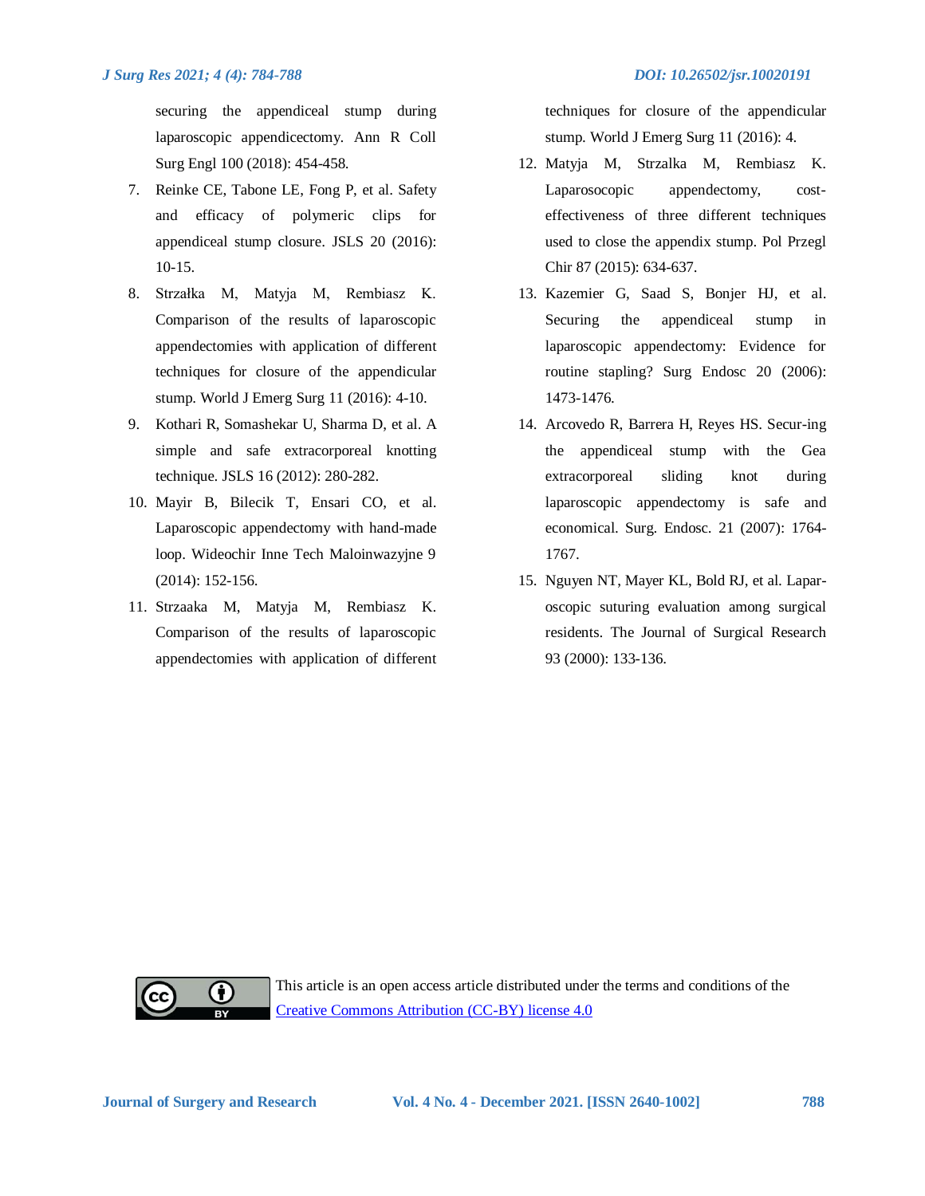securing the appendiceal stump during laparoscopic appendicectomy. Ann R Coll Surg Engl 100 (2018): 454-458.

7. Reinke CE, Tabone LE, Fong P, et al. Safety and efficacy of polymeric clips for appendiceal stump closure. JSLS 20 (2016): 10-15.
8. Strzałka M, Matyja M, Rembiasz K. Comparison of the results of laparoscopic appendectomies with application of different techniques for closure of the appendicular stump. World J Emerg Surg 11 (2016): 4-10.
9. Kothari R, Somashekar U, Sharma D, et al. A simple and safe extracorporeal knotting technique. JSLS 16 (2012): 280-282.
10. Mayir B, Bilecik T, Ensari CO, et al. Laparoscopic appendectomy with hand-made loop. Wideochir Inne Tech Maloinwazyjne 9 (2014): 152-156.
11. Strzaaka M, Matyja M, Rembiasz K. Comparison of the results of laparoscopic appendectomies with application of different techniques for closure of the appendicular stump. World J Emerg Surg 11 (2016): 4.
12. Matyja M, Strzalka M, Rembiasz K. Laparosocopic appendectomy, cost-effectiveness of three different techniques used to close the appendix stump. Pol Przegl Chir 87 (2015): 634-637.
13. Kazemier G, Saad S, Bonjer HJ, et al. Securing the appendiceal stump in laparoscopic appendectomy: Evidence for routine stapling? Surg Endosc 20 (2006): 1473-1476.
14. Arcovedo R, Barrera H, Reyes HS. Secur-ing the appendiceal stump with the Gea extracorporeal sliding knot during laparoscopic appendectomy is safe and economical. Surg. Endosc. 21 (2007): 1764-1767.
15. Nguyen NT, Mayer KL, Bold RJ, et al. Lapar-oscopic suturing evaluation among surgical residents. The Journal of Surgical Research 93 (2000): 133-136.

This article is an open access article distributed under the terms and conditions of the [Creative Commons Attribution (CC-BY) license 4.0](https://creativecommons.org/licenses/by/4.0/)